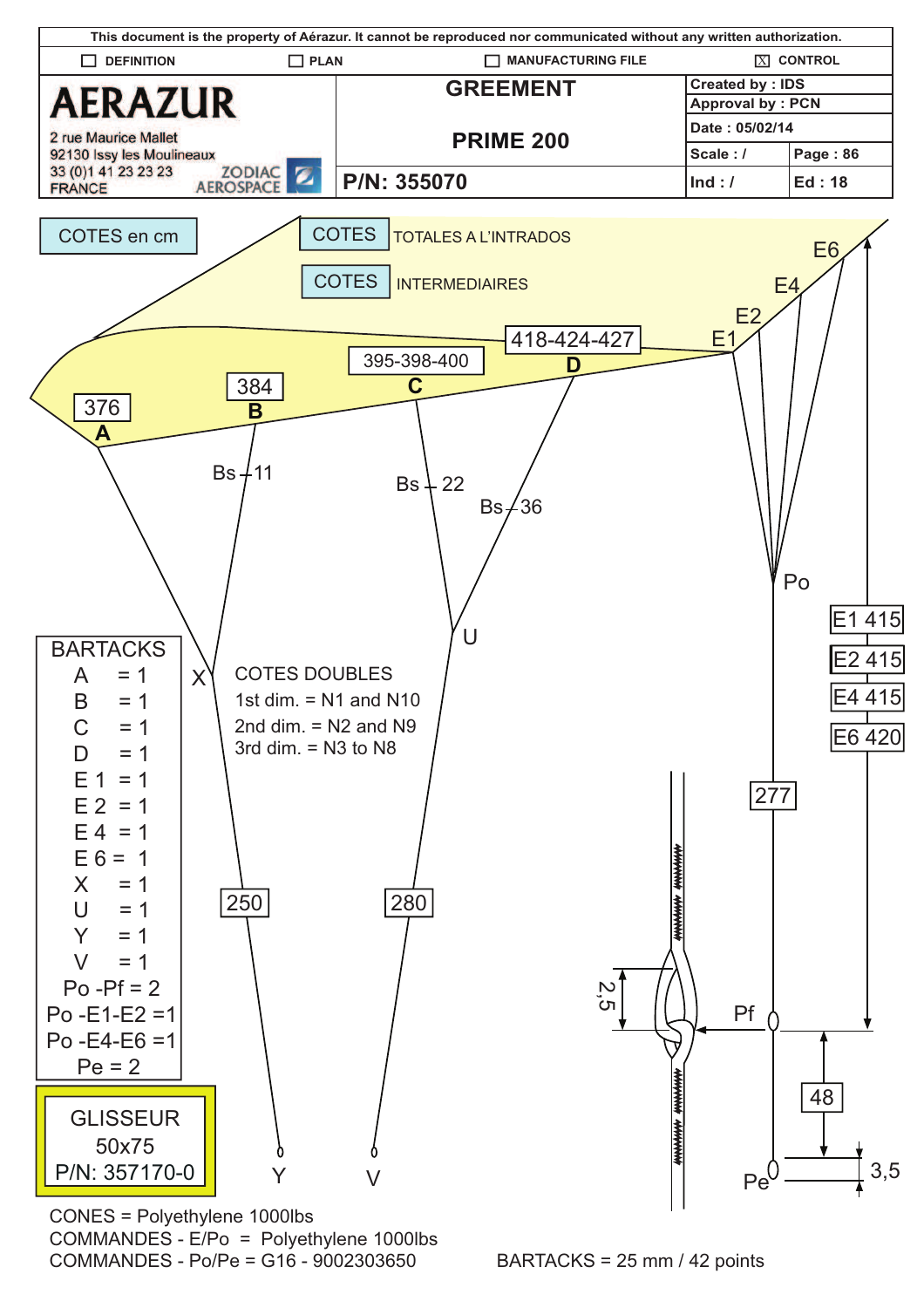This document is the property of Aérazur. It cannot be reproduced nor communicated without any written authorization.

| ☐ DEFINITION | ☐ PLAN | ☐ MANUFACTURING FILE | ☒ CONTROL |
|---|---|---|---|

| AERAZUR<br>2 rue Maurice Mallet<br>92130 Issy les Moulineaux<br>33 (0)1 41 23 23 23<br>FRANCE<br>ZODIAC AEROSPACE | GREEMENT<br><br>PRIME 200 | Created by : IDS | |
|---|---|---|---|
| | | Approval by : PCN | |
| | | Date : 05/02/14 | |
| | | Scale : / | Page : 86 |
| | P/N: 355070 | Ind : / | Ed : 18 |

COTES en cm

COTES TOTALES A L'INTRADOS

COTES INTERMEDIAIRES

A 376
B 384
C 395-398-400
D 418-424-427

E1, E2, E4, E6

Bs 11
Bs 22
Bs 36

X, U, Po

250
280
277

E1 415
E2 415
E4 415
E6 420

Pf, Pe, Y, V

2,5
48
3,5

COTES DOUBLES
1st dim. = N1 and N10
2nd dim. = N2 and N9
3rd dim. = N3 to N8

BARTACKS
A = 1
B = 1
C = 1
D = 1
E 1 = 1
E 2 = 1
E 4 = 1
E 6 = 1
X = 1
U = 1
Y = 1
V = 1
Po -Pf = 2
Po -E1-E2 =1
Po -E4-E6 =1
Pe = 2

GLISSEUR
50x75
P/N: 357170-0

CONES = Polyethylene 1000lbs
COMMANDES - E/Po = Polyethylene 1000lbs
COMMANDES - Po/Pe = G16 - 9002303650

BARTACKS = 25 mm / 42 points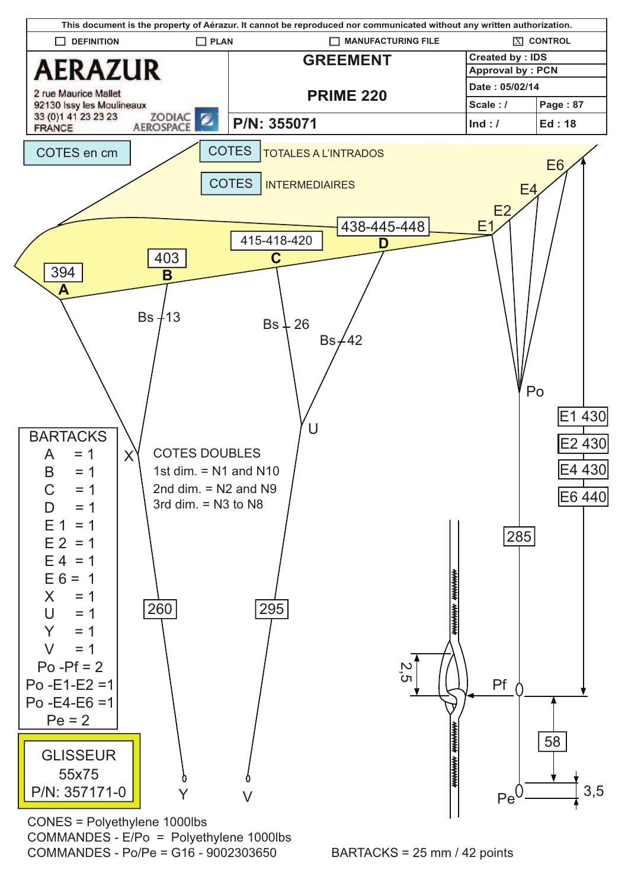This document is the property of Aérazur. It cannot be reproduced nor communicated without any written authorization.

☐ DEFINITION ☐ PLAN ☐ MANUFACTURING FILE ☒ CONTROL

| AERAZUR<br>2 rue Maurice Mallet<br>92130 Issy les Moulineaux<br>33 (0)1 41 23 23 23<br>FRANCE<br>ZODIAC AEROSPACE | GREEMENT<br><br>PRIME 220 | Created by : IDS | |
|---|---|---|---|
| | | Approval by : PCN | |
| | | Date : 05/02/14 | |
| | | Scale : / | Page : 87 |
| | P/N: 355071 | Ind : / | Ed : 18 |

COTES en cm

COTES TOTALES A L'INTRADOS

COTES INTERMEDIAIRES

A: 394
B: 403
C: 415-418-420
D: 438-445-448

E1, E2, E4, E6

Bs 13, Bs 26, Bs 42

X, U, Po, Pf, Pe, Y, V

E1 430
E2 430
E4 430
E6 440

260, 295, 285, 58, 2,5, 3,5

COTES DOUBLES
1st dim. = N1 and N10
2nd dim. = N2 and N9
3rd dim. = N3 to N8

| BARTACKS | |
|---|---|
| A | = 1 |
| B | = 1 |
| C | = 1 |
| D | = 1 |
| E 1 | = 1 |
| E 2 | = 1 |
| E 4 | = 1 |
| E 6 | = 1 |
| X | = 1 |
| U | = 1 |
| Y | = 1 |
| V | = 1 |
| Po -Pf | = 2 |
| Po -E1-E2 | =1 |
| Po -E4-E6 | =1 |
| Pe | = 2 |

GLISSEUR
55x75
P/N: 357171-0

CONES = Polyethylene 1000lbs
COMMANDES - E/Po = Polyethylene 1000lbs
COMMANDES - Po/Pe = G16 - 9002303650

BARTACKS = 25 mm / 42 points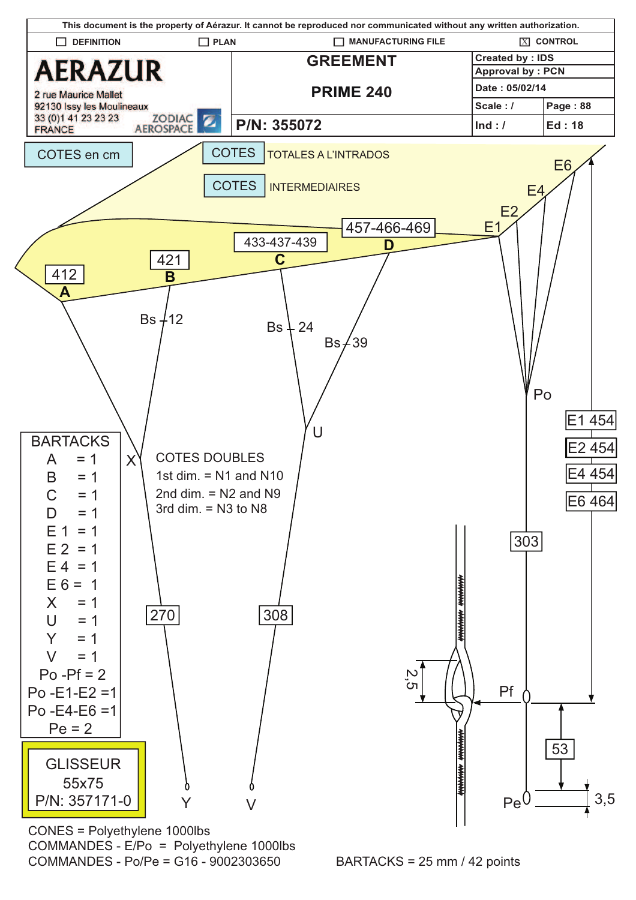This document is the property of Aérazur. It cannot be reproduced nor communicated without any written authorization.

| ☐ DEFINITION | ☐ PLAN | ☐ MANUFACTURING FILE | ☒ CONTROL |
|---|---|---|---|

| AERAZUR<br>2 rue Maurice Mallet<br>92130 Issy les Moulineaux<br>33 (0)1 41 23 23 23<br>FRANCE<br>ZODIAC AEROSPACE | GREEMENT<br><br>PRIME 240 | Created by : IDS | |
|---|---|---|---|
| | | Approval by : PCN | |
| | | Date : 05/02/14 | |
| | | Scale : / | Page : 88 |
| | P/N: 355072 | Ind : / | Ed : 18 |

COTES en cm

COTES TOTALES A L'INTRADOS

COTES INTERMEDIAIRES

A: 412
B: 421
C: 433-437-439
D: 457-466-469

E1, E2, E4, E6

Bs 12, Bs 24, Bs 39

X, U, Po

E1 454
E2 454
E4 454
E6 464

303

270, 308

Y, V

Pf, Pe, 2,5, 53, 3,5

COTES DOUBLES
1st dim. = N1 and N10
2nd dim. = N2 and N9
3rd dim. = N3 to N8

| BARTACKS | |
|---|---|
| A | = 1 |
| B | = 1 |
| C | = 1 |
| D | = 1 |
| E 1 | = 1 |
| E 2 | = 1 |
| E 4 | = 1 |
| E 6 | = 1 |
| X | = 1 |
| U | = 1 |
| Y | = 1 |
| V | = 1 |
| Po -Pf | = 2 |
| Po -E1-E2 | =1 |
| Po -E4-E6 | =1 |
| Pe | = 2 |

GLISSEUR
55x75
P/N: 357171-0

CONES = Polyethylene 1000lbs
COMMANDES - E/Po = Polyethylene 1000lbs
COMMANDES - Po/Pe = G16 - 9002303650

BARTACKS = 25 mm / 42 points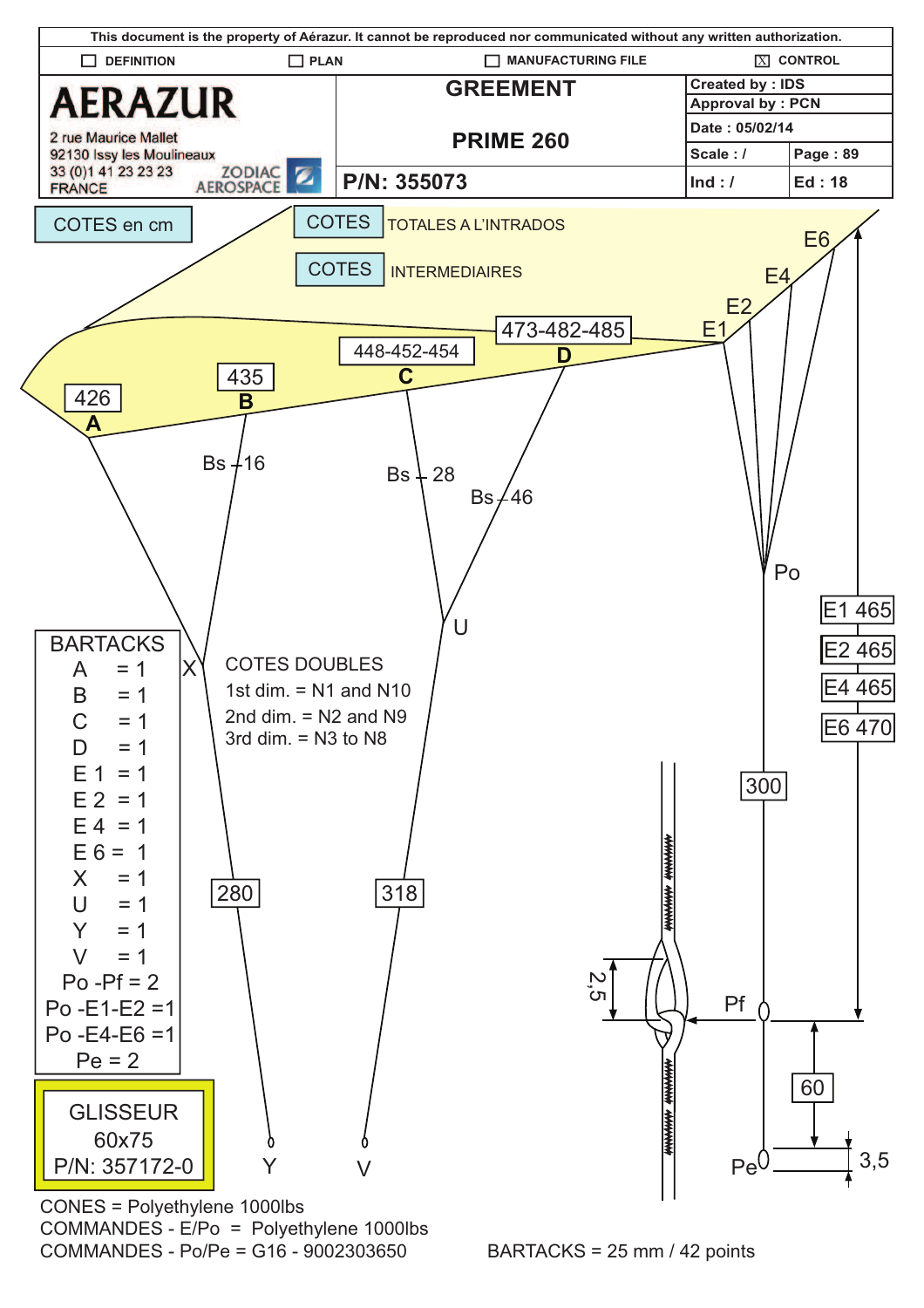This document is the property of Aérazur. It cannot be reproduced nor communicated without any written authorization.

☐ DEFINITION ☐ PLAN ☐ MANUFACTURING FILE ☒ CONTROL

| AERAZUR<br>2 rue Maurice Mallet<br>92130 Issy les Moulineaux<br>33 (0)1 41 23 23 23<br>FRANCE<br>ZODIAC AEROSPACE | GREEMENT<br><br>PRIME 260 | Created by : IDS | |
|---|---|---|---|
| | | Approval by : PCN | |
| | | Date : 05/02/14 | |
| | | Scale : / | Page : 89 |
| | P/N: 355073 | Ind : / | Ed : 18 |

COTES en cm

COTES TOTALES A L'INTRADOS

COTES INTERMEDIAIRES

A 426 — B 435 — C 448-452-454 — D 473-482-485

E1, E2, E4, E6

Bs 16 — Bs 28 — Bs 46

X — U — Po — Pf — Pe

280 (Y) — 318 (V) — 300

E1 465
E2 465
E4 465
E6 470

60 — 2,5 — 3,5

COTES DOUBLES
1st dim. = N1 and N10
2nd dim. = N2 and N9
3rd dim. = N3 to N8

| BARTACKS | |
|---|---|
| A | = 1 |
| B | = 1 |
| C | = 1 |
| D | = 1 |
| E 1 | = 1 |
| E 2 | = 1 |
| E 4 | = 1 |
| E 6 | = 1 |
| X | = 1 |
| U | = 1 |
| Y | = 1 |
| V | = 1 |
| Po -Pf | = 2 |
| Po -E1-E2 | =1 |
| Po -E4-E6 | =1 |
| Pe | = 2 |

GLISSEUR
60x75
P/N: 357172-0

CONES = Polyethylene 1000lbs
COMMANDES - E/Po = Polyethylene 1000lbs
COMMANDES - Po/Pe = G16 - 9002303650

BARTACKS = 25 mm / 42 points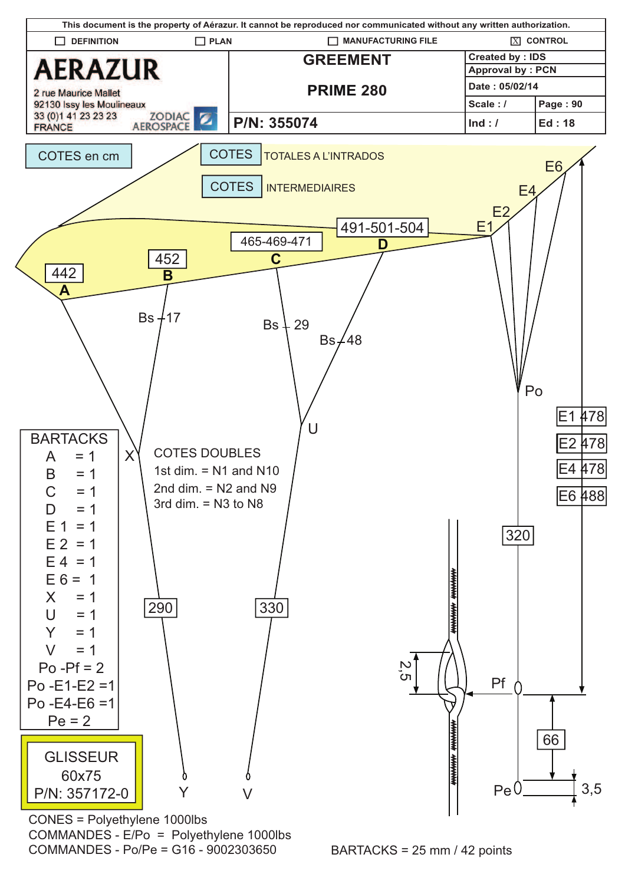This document is the property of Aérazur. It cannot be reproduced nor communicated without any written authorization.

☐ DEFINITION ☐ PLAN ☐ MANUFACTURING FILE ☒ CONTROL

| | | | |
|---|---|---|---|
| **AERAZUR** 2 rue Maurice Mallet 92130 Issy les Moulineaux 33 (0)1 41 23 23 23 FRANCE — ZODIAC AEROSPACE | **GREEMENT** **PRIME 280** | Created by : IDS | |
| | | Approval by : PCN | |
| | | Date : 05/02/14 | |
| | | Scale : / | Page : 90 |
| | **P/N: 355074** | Ind : / | Ed : 18 |

COTES en cm

COTES TOTALES A L'INTRADOS

COTES INTERMEDIAIRES

442
A

452
B

465-469-471
C

491-501-504
D

E1
E2
E4
E6

Bs 17

Bs 29

Bs 48

Po

U

X

E1 478
E2 478
E4 478
E6 488

320

290

330

COTES DOUBLES
1st dim. = N1 and N10
2nd dim. = N2 and N9
3rd dim. = N3 to N8

BARTACKS
A = 1
B = 1
C = 1
D = 1
E 1 = 1
E 2 = 1
E 4 = 1
E 6 = 1
X = 1
U = 1
Y = 1
V = 1
Po -Pf = 2
Po -E1-E2 =1
Po -E4-E6 =1
Pe = 2

GLISSEUR
60x75
P/N: 357172-0

2,5

Pf

66

Pe

3,5

Y

V

CONES = Polyethylene 1000lbs
COMMANDES - E/Po = Polyethylene 1000lbs
COMMANDES - Po/Pe = G16 - 9002303650

BARTACKS = 25 mm / 42 points